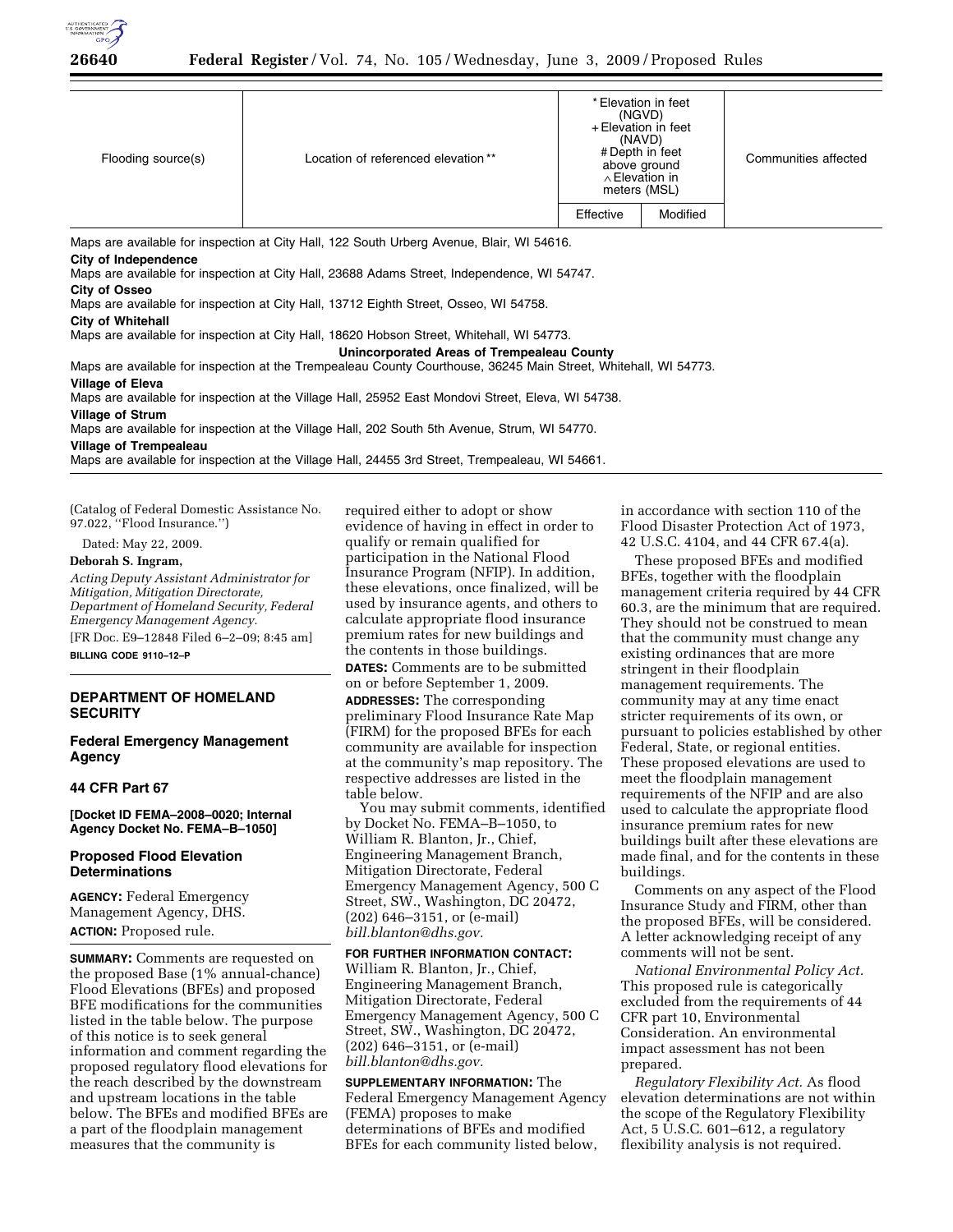| Flooding source(s) | Location of referenced elevation** | * Elevation in feet (NGVD) + Elevation in feet (NAVD) # Depth in feet above ground ∧ Elevation in meters (MSL) | | Communities affected |
|---|---|---|---|---|
| | | Effective | Modified | |

Maps are available for inspection at City Hall, 122 South Urberg Avenue, Blair, WI 54616.

**City of Independence**

Maps are available for inspection at City Hall, 23688 Adams Street, Independence, WI 54747.

**City of Osseo**

Maps are available for inspection at City Hall, 13712 Eighth Street, Osseo, WI 54758.

**City of Whitehall**

Maps are available for inspection at City Hall, 18620 Hobson Street, Whitehall, WI 54773.

**Unincorporated Areas of Trempealeau County**

Maps are available for inspection at the Trempealeau County Courthouse, 36245 Main Street, Whitehall, WI 54773.

**Village of Eleva**

Maps are available for inspection at the Village Hall, 25952 East Mondovi Street, Eleva, WI 54738.

**Village of Strum**

Maps are available for inspection at the Village Hall, 202 South 5th Avenue, Strum, WI 54770.

**Village of Trempealeau**

Maps are available for inspection at the Village Hall, 24455 3rd Street, Trempealeau, WI 54661.

(Catalog of Federal Domestic Assistance No. 97.022, ''Flood Insurance.'')

Dated: May 22, 2009.

**Deborah S. Ingram,**

*Acting Deputy Assistant Administrator for Mitigation, Mitigation Directorate, Department of Homeland Security, Federal Emergency Management Agency.*

[FR Doc. E9–12848 Filed 6–2–09; 8:45 am]

**BILLING CODE 9110–12–P**

## DEPARTMENT OF HOMELAND SECURITY

### Federal Emergency Management Agency

### 44 CFR Part 67

**[Docket ID FEMA–2008–0020; Internal Agency Docket No. FEMA–B–1050]**

### Proposed Flood Elevation Determinations

**AGENCY:** Federal Emergency Management Agency, DHS.

**ACTION:** Proposed rule.

**SUMMARY:** Comments are requested on the proposed Base (1% annual-chance) Flood Elevations (BFEs) and proposed BFE modifications for the communities listed in the table below. The purpose of this notice is to seek general information and comment regarding the proposed regulatory flood elevations for the reach described by the downstream and upstream locations in the table below. The BFEs and modified BFEs are a part of the floodplain management measures that the community is required either to adopt or show evidence of having in effect in order to qualify or remain qualified for participation in the National Flood Insurance Program (NFIP). In addition, these elevations, once finalized, will be used by insurance agents, and others to calculate appropriate flood insurance premium rates for new buildings and the contents in those buildings.

**DATES:** Comments are to be submitted on or before September 1, 2009.

**ADDRESSES:** The corresponding preliminary Flood Insurance Rate Map (FIRM) for the proposed BFEs for each community are available for inspection at the community's map repository. The respective addresses are listed in the table below.

You may submit comments, identified by Docket No. FEMA–B–1050, to William R. Blanton, Jr., Chief, Engineering Management Branch, Mitigation Directorate, Federal Emergency Management Agency, 500 C Street, SW., Washington, DC 20472, (202) 646–3151, or (e-mail) *bill.blanton@dhs.gov.*

**FOR FURTHER INFORMATION CONTACT:** William R. Blanton, Jr., Chief, Engineering Management Branch, Mitigation Directorate, Federal Emergency Management Agency, 500 C Street, SW., Washington, DC 20472, (202) 646–3151, or (e-mail) *bill.blanton@dhs.gov.*

**SUPPLEMENTARY INFORMATION:** The Federal Emergency Management Agency (FEMA) proposes to make determinations of BFEs and modified BFEs for each community listed below, in accordance with section 110 of the Flood Disaster Protection Act of 1973, 42 U.S.C. 4104, and 44 CFR 67.4(a).

These proposed BFEs and modified BFEs, together with the floodplain management criteria required by 44 CFR 60.3, are the minimum that are required. They should not be construed to mean that the community must change any existing ordinances that are more stringent in their floodplain management requirements. The community may at any time enact stricter requirements of its own, or pursuant to policies established by other Federal, State, or regional entities. These proposed elevations are used to meet the floodplain management requirements of the NFIP and are also used to calculate the appropriate flood insurance premium rates for new buildings built after these elevations are made final, and for the contents in these buildings.

Comments on any aspect of the Flood Insurance Study and FIRM, other than the proposed BFEs, will be considered. A letter acknowledging receipt of any comments will not be sent.

*National Environmental Policy Act.* This proposed rule is categorically excluded from the requirements of 44 CFR part 10, Environmental Consideration. An environmental impact assessment has not been prepared.

*Regulatory Flexibility Act.* As flood elevation determinations are not within the scope of the Regulatory Flexibility Act, 5 U.S.C. 601–612, a regulatory flexibility analysis is not required.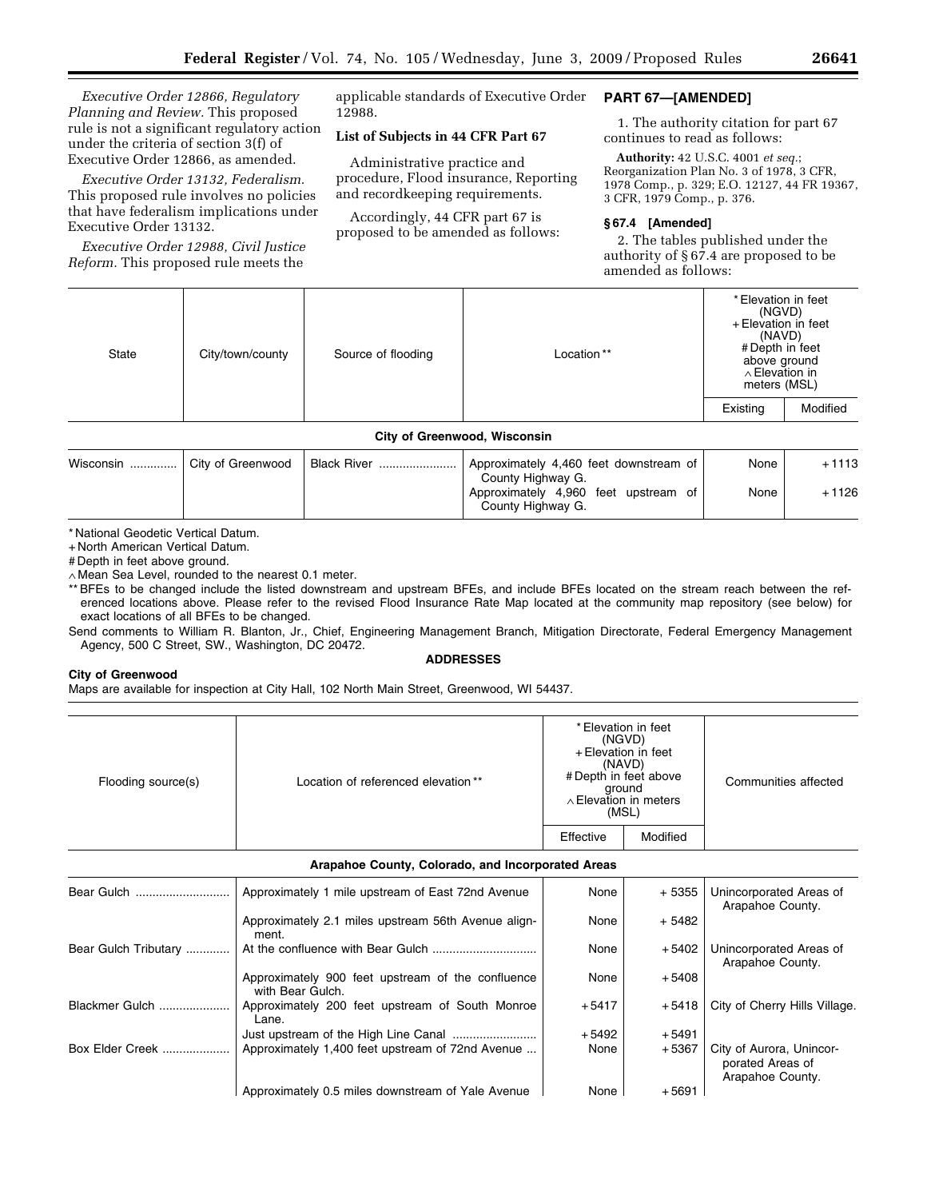*Executive Order 12866, Regulatory Planning and Review.* This proposed rule is not a significant regulatory action under the criteria of section 3(f) of Executive Order 12866, as amended.

*Executive Order 13132, Federalism.* This proposed rule involves no policies that have federalism implications under Executive Order 13132.

*Executive Order 12988, Civil Justice Reform.* This proposed rule meets the applicable standards of Executive Order 12988.

### List of Subjects in 44 CFR Part 67

Administrative practice and procedure, Flood insurance, Reporting and recordkeeping requirements.

Accordingly, 44 CFR part 67 is proposed to be amended as follows:

## PART 67—[AMENDED]

1. The authority citation for part 67 continues to read as follows:

**Authority:** 42 U.S.C. 4001 *et seq.*; Reorganization Plan No. 3 of 1978, 3 CFR, 1978 Comp., p. 329; E.O. 12127, 44 FR 19367, 3 CFR, 1979 Comp., p. 376.

### § 67.4 [Amended]

2. The tables published under the authority of § 67.4 are proposed to be amended as follows:

| State | City/town/county | Source of flooding | Location ** | * Elevation in feet (NGVD) + Elevation in feet (NAVD) # Depth in feet above ground ∧ Elevation in meters (MSL) | |
|---|---|---|---|---|---|
| | | | | Existing | Modified |
| **City of Greenwood, Wisconsin** | | | | | |
| Wisconsin | City of Greenwood | Black River | Approximately 4,460 feet downstream of County Highway G. | None | +1113 |
| | | | Approximately 4,960 feet upstream of County Highway G. | None | +1126 |

\* National Geodetic Vertical Datum.
\+ North American Vertical Datum.
\# Depth in feet above ground.
∧ Mean Sea Level, rounded to the nearest 0.1 meter.
\*\* BFEs to be changed include the listed downstream and upstream BFEs, and include BFEs located on the stream reach between the referenced locations above. Please refer to the revised Flood Insurance Rate Map located at the community map repository (see below) for exact locations of all BFEs to be changed.
Send comments to William R. Blanton, Jr., Chief, Engineering Management Branch, Mitigation Directorate, Federal Emergency Management Agency, 500 C Street, SW., Washington, DC 20472.

**ADDRESSES**

**City of Greenwood**
Maps are available for inspection at City Hall, 102 North Main Street, Greenwood, WI 54437.

| Flooding source(s) | Location of referenced elevation ** | * Elevation in feet (NGVD) + Elevation in feet (NAVD) # Depth in feet above ground ∧ Elevation in meters (MSL) | | Communities affected |
|---|---|---|---|---|
| | | Effective | Modified | |
| **Arapahoe County, Colorado, and Incorporated Areas** | | | | |
| Bear Gulch | Approximately 1 mile upstream of East 72nd Avenue | None | +5355 | Unincorporated Areas of Arapahoe County. |
| | Approximately 2.1 miles upstream 56th Avenue alignment. | None | +5482 | |
| Bear Gulch Tributary | At the confluence with Bear Gulch | None | +5402 | Unincorporated Areas of Arapahoe County. |
| | Approximately 900 feet upstream of the confluence with Bear Gulch. | None | +5408 | |
| Blackmer Gulch | Approximately 200 feet upstream of South Monroe Lane. | +5417 | +5418 | City of Cherry Hills Village. |
| | Just upstream of the High Line Canal | +5492 | +5491 | |
| Box Elder Creek | Approximately 1,400 feet upstream of 72nd Avenue | None | +5367 | City of Aurora, Unincorporated Areas of Arapahoe County. |
| | Approximately 0.5 miles downstream of Yale Avenue | None | +5691 | |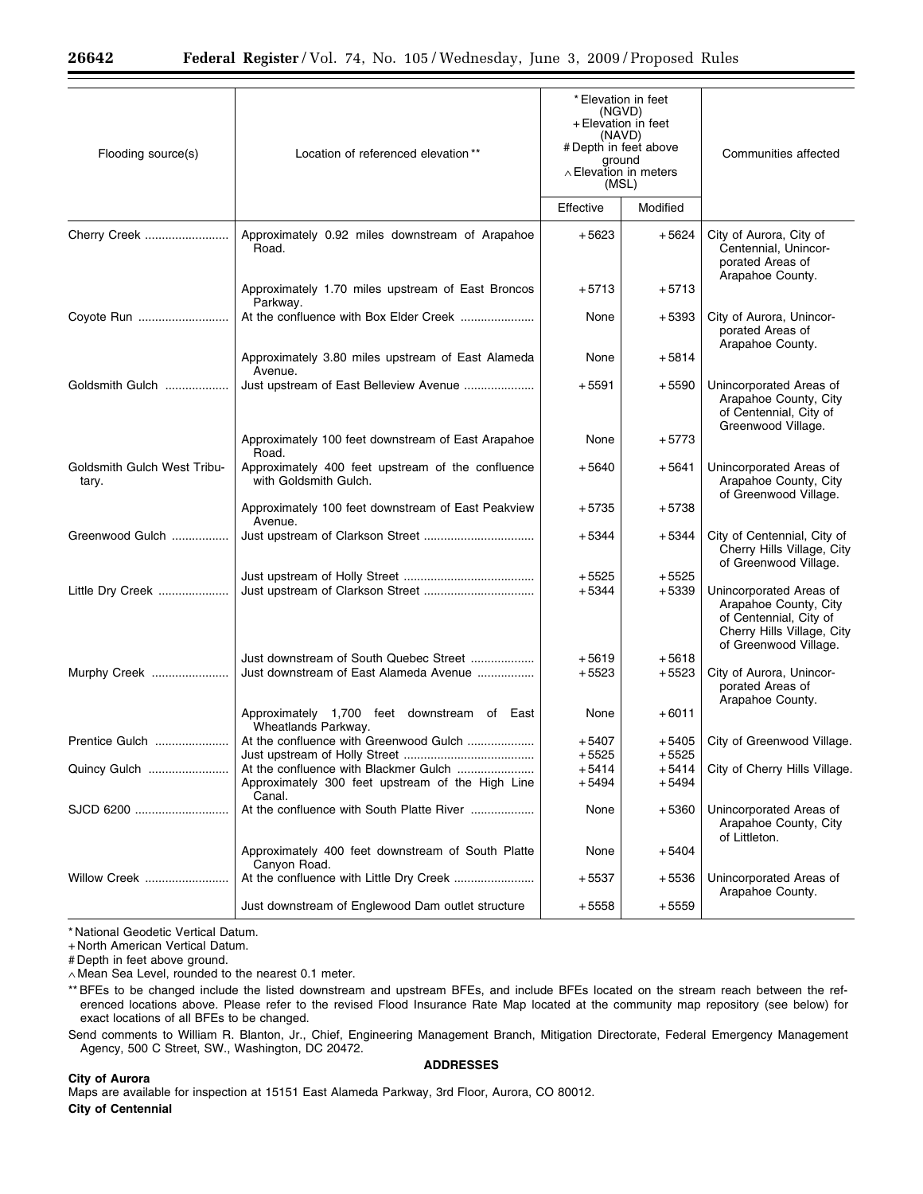| Flooding source(s) | Location of referenced elevation ** | * Elevation in feet (NGVD) + Elevation in feet (NAVD) # Depth in feet above ground ∧ Elevation in meters (MSL) | | Communities affected |
|---|---|---|---|---|
| | | Effective | Modified | |
| Cherry Creek | Approximately 0.92 miles downstream of Arapahoe Road. | +5623 | +5624 | City of Aurora, City of Centennial, Unincorporated Areas of Arapahoe County. |
| | Approximately 1.70 miles upstream of East Broncos Parkway. | +5713 | +5713 | |
| Coyote Run | At the confluence with Box Elder Creek | None | +5393 | City of Aurora, Unincorporated Areas of Arapahoe County. |
| | Approximately 3.80 miles upstream of East Alameda Avenue. | None | +5814 | |
| Goldsmith Gulch | Just upstream of East Belleview Avenue | +5591 | +5590 | Unincorporated Areas of Arapahoe County, City of Centennial, City of Greenwood Village. |
| | Approximately 100 feet downstream of East Arapahoe Road. | None | +5773 | |
| Goldsmith Gulch West Tributary. | Approximately 400 feet upstream of the confluence with Goldsmith Gulch. | +5640 | +5641 | Unincorporated Areas of Arapahoe County, City of Greenwood Village. |
| | Approximately 100 feet downstream of East Peakview Avenue. | +5735 | +5738 | |
| Greenwood Gulch | Just upstream of Clarkson Street | +5344 | +5344 | City of Centennial, City of Cherry Hills Village, City of Greenwood Village. |
| | Just upstream of Holly Street | +5525 | +5525 | |
| Little Dry Creek | Just upstream of Clarkson Street | +5344 | +5339 | Unincorporated Areas of Arapahoe County, City of Centennial, City of Cherry Hills Village, City of Greenwood Village. |
| | Just downstream of South Quebec Street | +5619 | +5618 | |
| Murphy Creek | Just downstream of East Alameda Avenue | +5523 | +5523 | City of Aurora, Unincorporated Areas of Arapahoe County. |
| | Approximately 1,700 feet downstream of East Wheatlands Parkway. | None | +6011 | |
| Prentice Gulch | At the confluence with Greenwood Gulch | +5407 | +5405 | City of Greenwood Village. |
| | Just upstream of Holly Street | +5525 | +5525 | |
| Quincy Gulch | At the confluence with Blackmer Gulch | +5414 | +5414 | City of Cherry Hills Village. |
| | Approximately 300 feet upstream of the High Line Canal. | +5494 | +5494 | |
| SJCD 6200 | At the confluence with South Platte River | None | +5360 | Unincorporated Areas of Arapahoe County, City of Littleton. |
| | Approximately 400 feet downstream of South Platte Canyon Road. | None | +5404 | |
| Willow Creek | At the confluence with Little Dry Creek | +5537 | +5536 | Unincorporated Areas of Arapahoe County. |
| | Just downstream of Englewood Dam outlet structure | +5558 | +5559 | |

* National Geodetic Vertical Datum.

+ North American Vertical Datum.

# Depth in feet above ground.

∧ Mean Sea Level, rounded to the nearest 0.1 meter.

** BFEs to be changed include the listed downstream and upstream BFEs, and include BFEs located on the stream reach between the referenced locations above. Please refer to the revised Flood Insurance Rate Map located at the community map repository (see below) for exact locations of all BFEs to be changed.

Send comments to William R. Blanton, Jr., Chief, Engineering Management Branch, Mitigation Directorate, Federal Emergency Management Agency, 500 C Street, SW., Washington, DC 20472.

**ADDRESSES**

**City of Aurora**

Maps are available for inspection at 15151 East Alameda Parkway, 3rd Floor, Aurora, CO 80012.

**City of Centennial**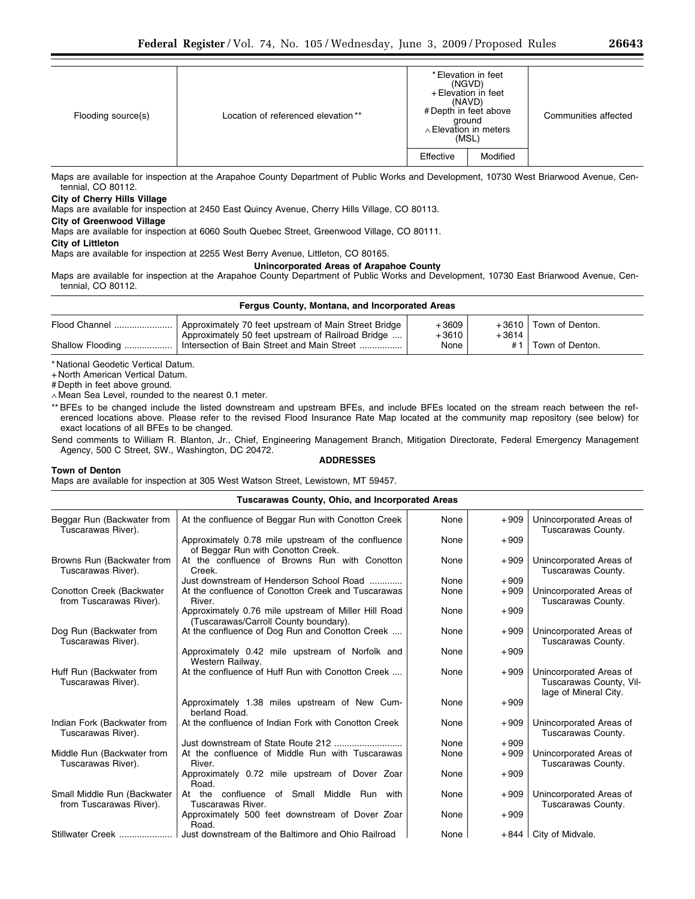| Flooding source(s) | Location of referenced elevation ** | * Elevation in feet (NGVD) + Elevation in feet (NAVD) # Depth in feet above ground ∧ Elevation in meters (MSL) | | Communities affected |
|---|---|---|---|---|
| | | Effective | Modified | |

Maps are available for inspection at the Arapahoe County Department of Public Works and Development, 10730 West Briarwood Avenue, Centennial, CO 80112.

**City of Cherry Hills Village**

Maps are available for inspection at 2450 East Quincy Avenue, Cherry Hills Village, CO 80113.

**City of Greenwood Village**

Maps are available for inspection at 6060 South Quebec Street, Greenwood Village, CO 80111.

**City of Littleton**

Maps are available for inspection at 2255 West Berry Avenue, Littleton, CO 80165.

**Unincorporated Areas of Arapahoe County**

Maps are available for inspection at the Arapahoe County Department of Public Works and Development, 10730 East Briarwood Avenue, Centennial, CO 80112.

| **Fergus County, Montana, and Incorporated Areas** | | | | |
|---|---|---|---|---|
| Flood Channel | Approximately 70 feet upstream of Main Street Bridge | +3609 | +3610 | Town of Denton. |
| | Approximately 50 feet upstream of Railroad Bridge | +3610 | +3614 | |
| Shallow Flooding | Intersection of Bain Street and Main Street | None | #1 | Town of Denton. |

* National Geodetic Vertical Datum.

+ North American Vertical Datum.

# Depth in feet above ground.

∧ Mean Sea Level, rounded to the nearest 0.1 meter.

** BFEs to be changed include the listed downstream and upstream BFEs, and include BFEs located on the stream reach between the referenced locations above. Please refer to the revised Flood Insurance Rate Map located at the community map repository (see below) for exact locations of all BFEs to be changed.

Send comments to William R. Blanton, Jr., Chief, Engineering Management Branch, Mitigation Directorate, Federal Emergency Management Agency, 500 C Street, SW., Washington, DC 20472.

**ADDRESSES**

**Town of Denton**

Maps are available for inspection at 305 West Watson Street, Lewistown, MT 59457.

| **Tuscarawas County, Ohio, and Incorporated Areas** | | | | |
|---|---|---|---|---|
| Beggar Run (Backwater from Tuscarawas River). | At the confluence of Beggar Run with Conotton Creek | None | +909 | Unincorporated Areas of Tuscarawas County. |
| | Approximately 0.78 mile upstream of the confluence of Beggar Run with Conotton Creek. | None | +909 | |
| Browns Run (Backwater from Tuscarawas River). | At the confluence of Browns Run with Conotton Creek. | None | +909 | Unincorporated Areas of Tuscarawas County. |
| | Just downstream of Henderson School Road | None | +909 | |
| Conotton Creek (Backwater from Tuscarawas River). | At the confluence of Conotton Creek and Tuscarawas River. | None | +909 | Unincorporated Areas of Tuscarawas County. |
| | Approximately 0.76 mile upstream of Miller Hill Road (Tuscarawas/Carroll County boundary). | None | +909 | |
| Dog Run (Backwater from Tuscarawas River). | At the confluence of Dog Run and Conotton Creek | None | +909 | Unincorporated Areas of Tuscarawas County. |
| | Approximately 0.42 mile upstream of Norfolk and Western Railway. | None | +909 | |
| Huff Run (Backwater from Tuscarawas River). | At the confluence of Huff Run with Conotton Creek | None | +909 | Unincorporated Areas of Tuscarawas County, Village of Mineral City. |
| | Approximately 1.38 miles upstream of New Cumberland Road. | None | +909 | |
| Indian Fork (Backwater from Tuscarawas River). | At the confluence of Indian Fork with Conotton Creek | None | +909 | Unincorporated Areas of Tuscarawas County. |
| | Just downstream of State Route 212 | None | +909 | |
| Middle Run (Backwater from Tuscarawas River). | At the confluence of Middle Run with Tuscarawas River. | None | +909 | Unincorporated Areas of Tuscarawas County. |
| | Approximately 0.72 mile upstream of Dover Zoar Road. | None | +909 | |
| Small Middle Run (Backwater from Tuscarawas River). | At the confluence of Small Middle Run with Tuscarawas River. | None | +909 | Unincorporated Areas of Tuscarawas County. |
| | Approximately 500 feet downstream of Dover Zoar Road. | None | +909 | |
| Stillwater Creek | Just downstream of the Baltimore and Ohio Railroad | None | +844 | City of Midvale. |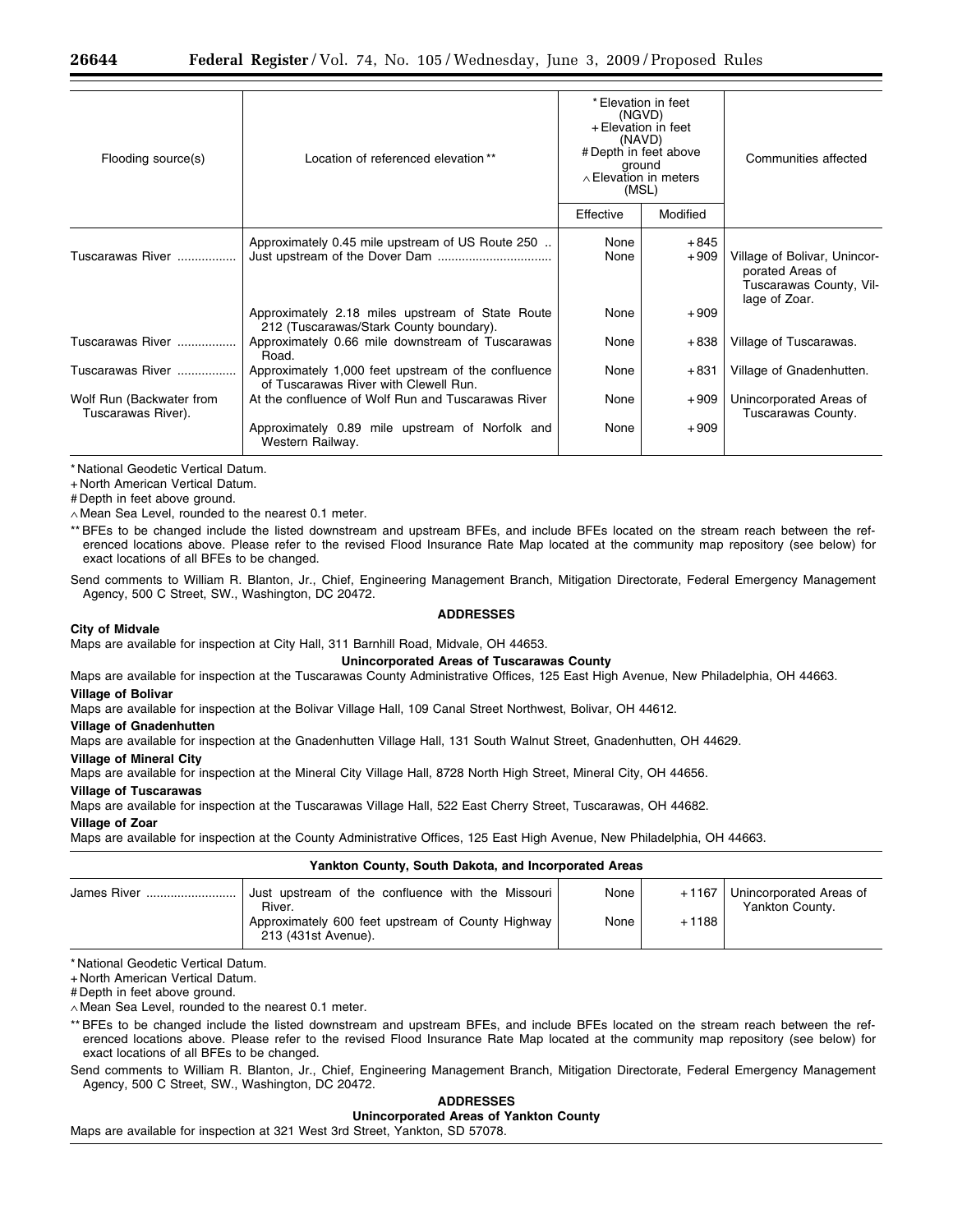| Flooding source(s) | Location of referenced elevation ** | * Elevation in feet (NGVD) + Elevation in feet (NAVD) # Depth in feet above ground ∧ Elevation in meters (MSL) | | Communities affected |
|---|---|---|---|---|
| | | Effective | Modified | |
| | Approximately 0.45 mile upstream of US Route 250 .. | None | +845 | |
| Tuscarawas River ................ | Just upstream of the Dover Dam ................................ | None | +909 | Village of Bolivar, Unincorporated Areas of Tuscarawas County, Village of Zoar. |
| | Approximately 2.18 miles upstream of State Route 212 (Tuscarawas/Stark County boundary). | None | +909 | |
| Tuscarawas River ................ | Approximately 0.66 mile downstream of Tuscarawas Road. | None | +838 | Village of Tuscarawas. |
| Tuscarawas River ................ | Approximately 1,000 feet upstream of the confluence of Tuscarawas River with Clewell Run. | None | +831 | Village of Gnadenhutten. |
| Wolf Run (Backwater from Tuscarawas River). | At the confluence of Wolf Run and Tuscarawas River | None | +909 | Unincorporated Areas of Tuscarawas County. |
| | Approximately 0.89 mile upstream of Norfolk and Western Railway. | None | +909 | |

* National Geodetic Vertical Datum.

+ North American Vertical Datum.

# Depth in feet above ground.

∧ Mean Sea Level, rounded to the nearest 0.1 meter.

** BFEs to be changed include the listed downstream and upstream BFEs, and include BFEs located on the stream reach between the referenced locations above. Please refer to the revised Flood Insurance Rate Map located at the community map repository (see below) for exact locations of all BFEs to be changed.

Send comments to William R. Blanton, Jr., Chief, Engineering Management Branch, Mitigation Directorate, Federal Emergency Management Agency, 500 C Street, SW., Washington, DC 20472.

**ADDRESSES**

**City of Midvale**

Maps are available for inspection at City Hall, 311 Barnhill Road, Midvale, OH 44653.

**Unincorporated Areas of Tuscarawas County**

Maps are available for inspection at the Tuscarawas County Administrative Offices, 125 East High Avenue, New Philadelphia, OH 44663.

**Village of Bolivar**

Maps are available for inspection at the Bolivar Village Hall, 109 Canal Street Northwest, Bolivar, OH 44612.

**Village of Gnadenhutten**

Maps are available for inspection at the Gnadenhutten Village Hall, 131 South Walnut Street, Gnadenhutten, OH 44629.

**Village of Mineral City**

Maps are available for inspection at the Mineral City Village Hall, 8728 North High Street, Mineral City, OH 44656.

**Village of Tuscarawas**

Maps are available for inspection at the Tuscarawas Village Hall, 522 East Cherry Street, Tuscarawas, OH 44682.

**Village of Zoar**

Maps are available for inspection at the County Administrative Offices, 125 East High Avenue, New Philadelphia, OH 44663.

**Yankton County, South Dakota, and Incorporated Areas**

| | | | | |
|---|---|---|---|---|
| James River ......................... | Just upstream of the confluence with the Missouri River. | None | +1167 | Unincorporated Areas of Yankton County. |
| | Approximately 600 feet upstream of County Highway 213 (431st Avenue). | None | +1188 | |

* National Geodetic Vertical Datum.

+ North American Vertical Datum.

# Depth in feet above ground.

∧ Mean Sea Level, rounded to the nearest 0.1 meter.

** BFEs to be changed include the listed downstream and upstream BFEs, and include BFEs located on the stream reach between the referenced locations above. Please refer to the revised Flood Insurance Rate Map located at the community map repository (see below) for exact locations of all BFEs to be changed.

Send comments to William R. Blanton, Jr., Chief, Engineering Management Branch, Mitigation Directorate, Federal Emergency Management Agency, 500 C Street, SW., Washington, DC 20472.

**ADDRESSES**

**Unincorporated Areas of Yankton County**

Maps are available for inspection at 321 West 3rd Street, Yankton, SD 57078.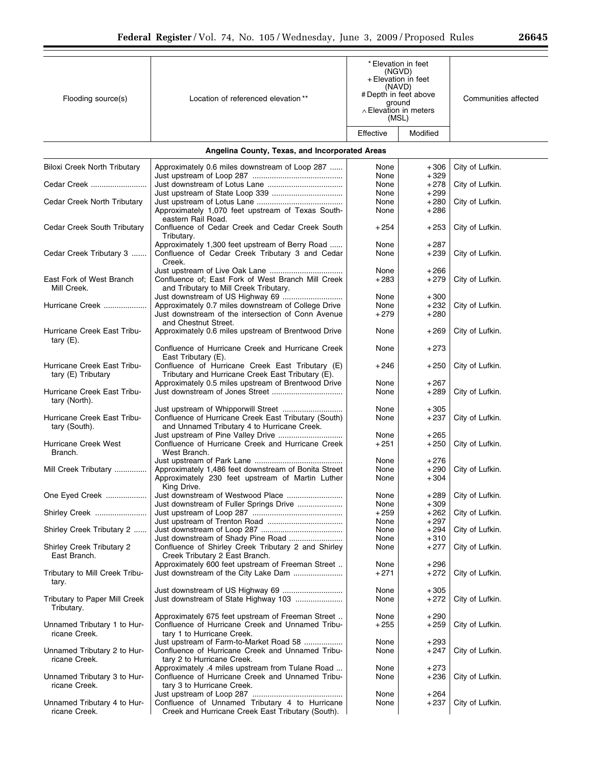| Flooding source(s) | Location of referenced elevation ** | * Elevation in feet (NGVD) + Elevation in feet (NAVD) # Depth in feet above ground ∧ Elevation in meters (MSL) | | Communities affected |
|---|---|---|---|---|
| | | Effective | Modified | |
| **Angelina County, Texas, and Incorporated Areas** | | | | |
| Biloxi Creek North Tributary | Approximately 0.6 miles downstream of Loop 287 | None | +306 | City of Lufkin. |
| | Just upstream of Loop 287 | None | +329 | |
| Cedar Creek | Just downstream of Lotus Lane | None | +278 | City of Lufkin. |
| | Just upstream of State Loop 339 | None | +299 | |
| Cedar Creek North Tributary | Just upstream of Lotus Lane | None | +280 | City of Lufkin. |
| | Approximately 1,070 feet upstream of Texas Southeastern Rail Road. | None | +286 | |
| Cedar Creek South Tributary | Confluence of Cedar Creek and Cedar Creek South Tributary. | +254 | +253 | City of Lufkin. |
| | Approximately 1,300 feet upstream of Berry Road | None | +287 | |
| Cedar Creek Tributary 3 | Confluence of Cedar Creek Tributary 3 and Cedar Creek. | None | +239 | City of Lufkin. |
| | Just upstream of Live Oak Lane | None | +266 | |
| East Fork of West Branch Mill Creek. | Confluence of; East Fork of West Branch Mill Creek and Tributary to Mill Creek Tributary. | +283 | +279 | City of Lufkin. |
| | Just downstream of US Highway 69 | None | +300 | |
| Hurricane Creek | Approximately 0.7 miles downstream of College Drive | None | +232 | City of Lufkin. |
| | Just downstream of the intersection of Conn Avenue and Chestnut Street. | +279 | +280 | |
| Hurricane Creek East Tributary (E). | Approximately 0.6 miles upstream of Brentwood Drive | None | +269 | City of Lufkin. |
| | Confluence of Hurricane Creek and Hurricane Creek East Tributary (E). | None | +273 | |
| Hurricane Creek East Tributary (E) Tributary | Confluence of Hurricane Creek East Tributary (E) Tributary and Hurricane Creek East Tributary (E). | +246 | +250 | City of Lufkin. |
| | Approximately 0.5 miles upstream of Brentwood Drive | None | +267 | |
| Hurricane Creek East Tributary (North). | Just downstream of Jones Street | None | +289 | City of Lufkin. |
| | Just upstream of Whipporwill Street | None | +305 | |
| Hurricane Creek East Tributary (South). | Confluence of Hurricane Creek East Tributary (South) and Unnamed Tributary 4 to Hurricane Creek. | None | +237 | City of Lufkin. |
| | Just upstream of Pine Valley Drive | None | +265 | |
| Hurricane Creek West Branch. | Confluence of Hurricane Creek and Hurricane Creek West Branch. | +251 | +250 | City of Lufkin. |
| | Just upstream of Park Lane | None | +276 | |
| Mill Creek Tributary | Approximately 1,486 feet downstream of Bonita Street | None | +290 | City of Lufkin. |
| | Approximately 230 feet upstream of Martin Luther King Drive. | None | +304 | |
| One Eyed Creek | Just downstream of Westwood Place | None | +289 | City of Lufkin. |
| | Just downstream of Fuller Springs Drive | None | +309 | |
| Shirley Creek | Just upstream of Loop 287 | +259 | +262 | City of Lufkin. |
| | Just upstream of Trenton Road | None | +297 | |
| Shirley Creek Tributary 2 | Just downstream of Loop 287 | None | +294 | City of Lufkin. |
| | Just downstream of Shady Pine Road | None | +310 | |
| Shirley Creek Tributary 2 East Branch. | Confluence of Shirley Creek Tributary 2 and Shirley Creek Tributary 2 East Branch. | None | +277 | City of Lufkin. |
| | Approximately 600 feet upstream of Freeman Street | None | +296 | |
| Tributary to Mill Creek Tributary. | Just downstream of the City Lake Dam | +271 | +272 | City of Lufkin. |
| | Just downstream of US Highway 69 | None | +305 | |
| Tributary to Paper Mill Creek Tributary. | Just downstream of State Highway 103 | None | +272 | City of Lufkin. |
| | Approximately 675 feet upstream of Freeman Street | None | +290 | |
| Unnamed Tributary 1 to Hurricane Creek. | Confluence of Hurricane Creek and Unnamed Tributary 1 to Hurricane Creek. | +255 | +259 | City of Lufkin. |
| | Just upstream of Farm-to-Market Road 58 | None | +293 | |
| Unnamed Tributary 2 to Hurricane Creek. | Confluence of Hurricane Creek and Unnamed Tributary 2 to Hurricane Creek. | None | +247 | City of Lufkin. |
| | Approximately .4 miles upstream from Tulane Road | None | +273 | |
| Unnamed Tributary 3 to Hurricane Creek. | Confluence of Hurricane Creek and Unnamed Tributary 3 to Hurricane Creek. | None | +236 | City of Lufkin. |
| | Just upstream of Loop 287 | None | +264 | |
| Unnamed Tributary 4 to Hurricane Creek. | Confluence of Unnamed Tributary 4 to Hurricane Creek and Hurricane Creek East Tributary (South). | None | +237 | City of Lufkin. |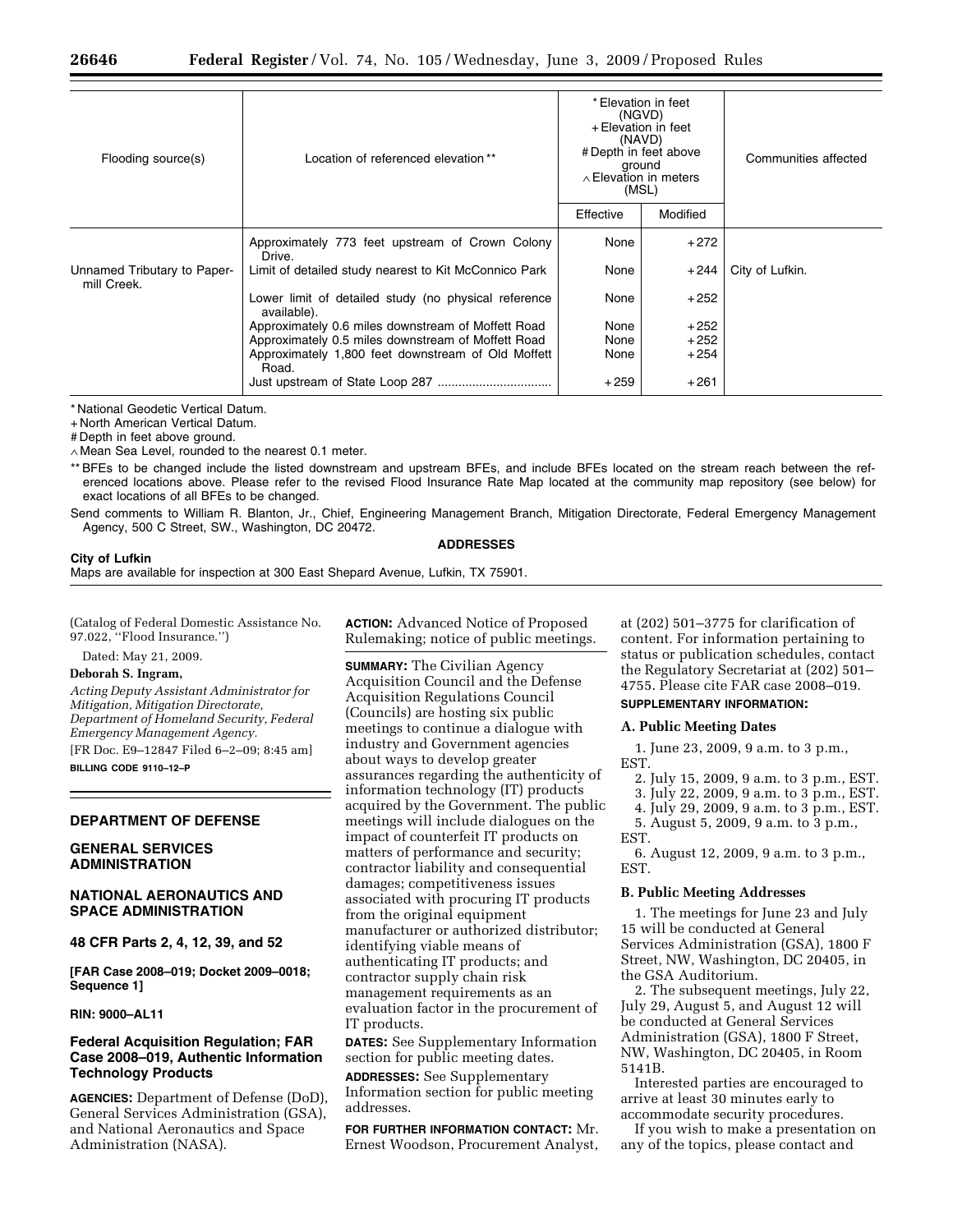| Flooding source(s) | Location of referenced elevation ** | * Elevation in feet (NGVD) + Elevation in feet (NAVD) # Depth in feet above ground ∧ Elevation in meters (MSL) | | Communities affected |
|---|---|---|---|---|
| | | Effective | Modified | |
| Unnamed Tributary to Papermill Creek. | Approximately 773 feet upstream of Crown Colony Drive. | None | +272 | City of Lufkin. |
| | Limit of detailed study nearest to Kit McConnico Park | None | +244 | |
| | Lower limit of detailed study (no physical reference available). | None | +252 | |
| | Approximately 0.6 miles downstream of Moffett Road | None | +252 | |
| | Approximately 0.5 miles downstream of Moffett Road | None | +252 | |
| | Approximately 1,800 feet downstream of Old Moffett Road. | None | +254 | |
| | Just upstream of State Loop 287 | +259 | +261 | |

* National Geodetic Vertical Datum.

+ North American Vertical Datum.

# Depth in feet above ground.

∧ Mean Sea Level, rounded to the nearest 0.1 meter.

** BFEs to be changed include the listed downstream and upstream BFEs, and include BFEs located on the stream reach between the referenced locations above. Please refer to the revised Flood Insurance Rate Map located at the community map repository (see below) for exact locations of all BFEs to be changed.

Send comments to William R. Blanton, Jr., Chief, Engineering Management Branch, Mitigation Directorate, Federal Emergency Management Agency, 500 C Street, SW., Washington, DC 20472.

**ADDRESSES**

**City of Lufkin**

Maps are available for inspection at 300 East Shepard Avenue, Lufkin, TX 75901.

(Catalog of Federal Domestic Assistance No. 97.022, ''Flood Insurance.'')

Dated: May 21, 2009.

**Deborah S. Ingram,**

*Acting Deputy Assistant Administrator for Mitigation, Mitigation Directorate, Department of Homeland Security, Federal Emergency Management Agency.*

[FR Doc. E9–12847 Filed 6–2–09; 8:45 am]

**BILLING CODE 9110–12–P**

## DEPARTMENT OF DEFENSE

## GENERAL SERVICES ADMINISTRATION

## NATIONAL AERONAUTICS AND SPACE ADMINISTRATION

### 48 CFR Parts 2, 4, 12, 39, and 52

**[FAR Case 2008–019; Docket 2009–0018; Sequence 1]**

**RIN: 9000–AL11**

### Federal Acquisition Regulation; FAR Case 2008–019, Authentic Information Technology Products

**AGENCIES:** Department of Defense (DoD), General Services Administration (GSA), and National Aeronautics and Space Administration (NASA).

**ACTION:** Advanced Notice of Proposed Rulemaking; notice of public meetings.

**SUMMARY:** The Civilian Agency Acquisition Council and the Defense Acquisition Regulations Council (Councils) are hosting six public meetings to continue a dialogue with industry and Government agencies about ways to develop greater assurances regarding the authenticity of information technology (IT) products acquired by the Government. The public meetings will include dialogues on the impact of counterfeit IT products on matters of performance and security; contractor liability and consequential damages; competitiveness issues associated with procuring IT products from the original equipment manufacturer or authorized distributor; identifying viable means of authenticating IT products; and contractor supply chain risk management requirements as an evaluation factor in the procurement of IT products.

**DATES:** See Supplementary Information section for public meeting dates.

**ADDRESSES:** See Supplementary Information section for public meeting addresses.

**FOR FURTHER INFORMATION CONTACT:** Mr. Ernest Woodson, Procurement Analyst, at (202) 501–3775 for clarification of content. For information pertaining to status or publication schedules, contact the Regulatory Secretariat at (202) 501–4755. Please cite FAR case 2008–019.

**SUPPLEMENTARY INFORMATION:**

**A. Public Meeting Dates**

1. June 23, 2009, 9 a.m. to 3 p.m., EST.
2. July 15, 2009, 9 a.m. to 3 p.m., EST.
3. July 22, 2009, 9 a.m. to 3 p.m., EST.
4. July 29, 2009, 9 a.m. to 3 p.m., EST.
5. August 5, 2009, 9 a.m. to 3 p.m., EST.
6. August 12, 2009, 9 a.m. to 3 p.m., EST.

**B. Public Meeting Addresses**

1. The meetings for June 23 and July 15 will be conducted at General Services Administration (GSA), 1800 F Street, NW, Washington, DC 20405, in the GSA Auditorium.

2. The subsequent meetings, July 22, July 29, August 5, and August 12 will be conducted at General Services Administration (GSA), 1800 F Street, NW, Washington, DC 20405, in Room 5141B.

Interested parties are encouraged to arrive at least 30 minutes early to accommodate security procedures.

If you wish to make a presentation on any of the topics, please contact and